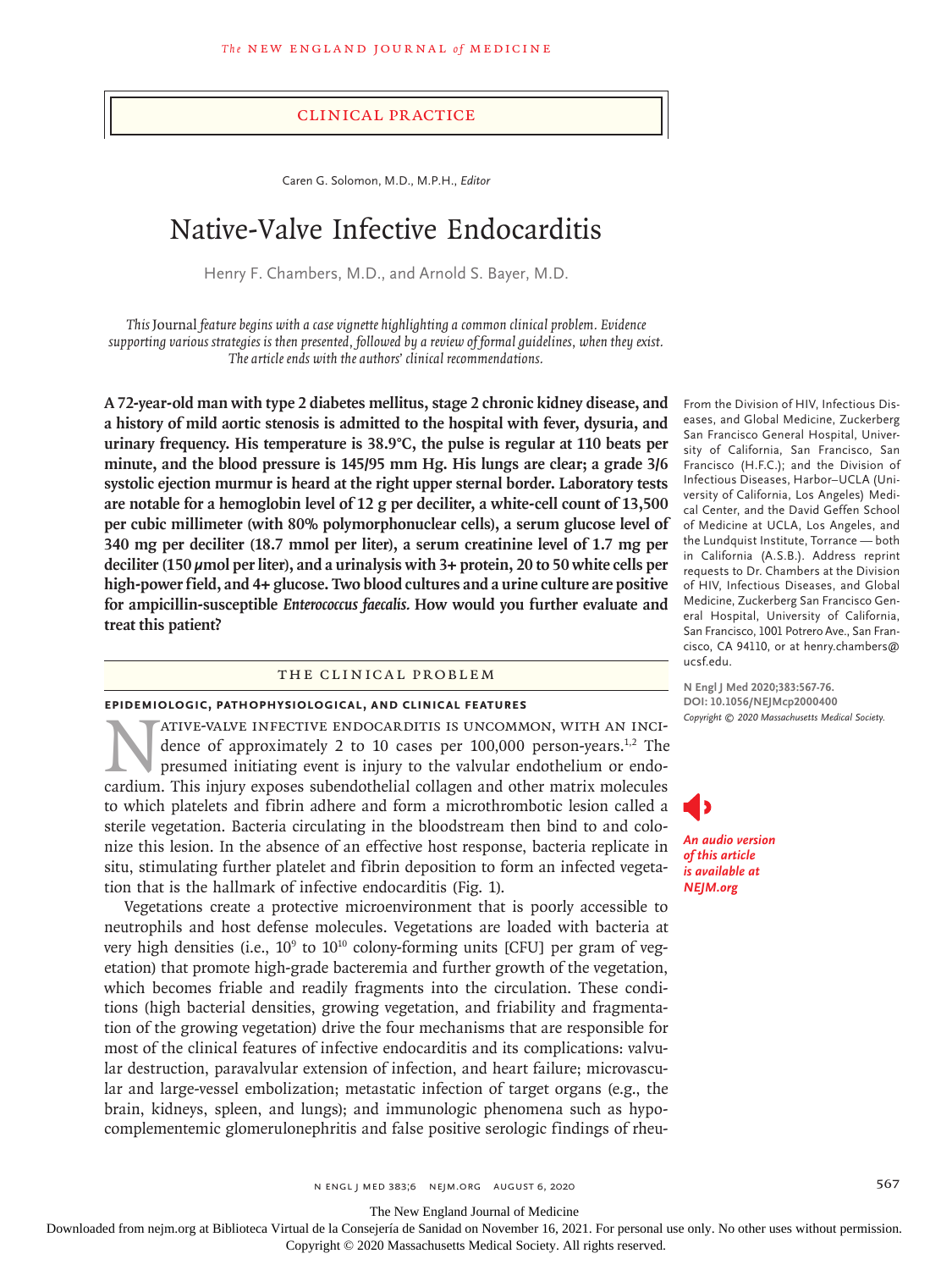## Clinical Practice

Caren G. Solomon, M.D., M.P.H., *Editor*

# Native-Valve Infective Endocarditis

Henry F. Chambers, M.D., and Arnold S. Bayer, M.D.

*This* Journal *feature begins with a case vignette highlighting a common clinical problem. Evidence supporting various strategies is then presented, followed by a review of formal guidelines, when they exist. The article ends with the authors' clinical recommendations.*

**A 72-year-old man with type 2 diabetes mellitus, stage 2 chronic kidney disease, and a history of mild aortic stenosis is admitted to the hospital with fever, dysuria, and urinary frequency. His temperature is 38.9°C, the pulse is regular at 110 beats per minute, and the blood pressure is 145/95 mm Hg. His lungs are clear; a grade 3/6 systolic ejection murmur is heard at the right upper sternal border. Laboratory tests are notable for a hemoglobin level of 12 g per deciliter, a white-cell count of 13,500 per cubic millimeter (with 80% polymorphonuclear cells), a serum glucose level of 340 mg per deciliter (18.7 mmol per liter), a serum creatinine level of 1.7 mg per deciliter (150 μmol per liter), and a urinalysis with 3+ protein, 20 to 50 white cells per high-power field, and 4+ glucose. Two blood cultures and a urine culture are positive for ampicillin-susceptible *Enterococcus faecalis.* How would you further evaluate and treat this patient?**

From the Division of HIV, Infectious Diseases, and Global Medicine, Zuckerberg San Francisco General Hospital, University of California, San Francisco, San Francisco (H.F.C.); and the Division of Infectious Diseases, Harbor–UCLA (University of California, Los Angeles) Medical Center, and the David Geffen School of Medicine at UCLA, Los Angeles, and the Lundquist Institute, Torrance — both in California (A.S.B.). Address reprint requests to Dr. Chambers at the Division of HIV, Infectious Diseases, and Global Medicine, Zuckerberg San Francisco General Hospital, University of California, San Francisco, 1001 Potrero Ave., San Francisco, CA 94110, or at henry.chambers@ucsf.edu.

N Engl J Med 2020;383:567-76.
DOI: 10.1056/NEJMcp2000400
*Copyright © 2020 Massachusetts Medical Society.*

*An audio version of this article is available at NEJM.org*

## The Clinical Problem

### Epidemiologic, Pathophysiological, and Clinical Features

Native-valve infective endocarditis is uncommon, with an incidence of approximately 2 to 10 cases per 100,000 person-years.[1,2] The presumed initiating event is injury to the valvular endothelium or endocardium. This injury exposes subendothelial collagen and other matrix molecules to which platelets and fibrin adhere and form a microthrombotic lesion called a sterile vegetation. Bacteria circulating in the bloodstream then bind to and colonize this lesion. In the absence of an effective host response, bacteria replicate in situ, stimulating further platelet and fibrin deposition to form an infected vegetation that is the hallmark of infective endocarditis (Fig. 1).

Vegetations create a protective microenvironment that is poorly accessible to neutrophils and host defense molecules. Vegetations are loaded with bacteria at very high densities (i.e., $10^9$ to $10^{10}$ colony-forming units [CFU] per gram of vegetation) that promote high-grade bacteremia and further growth of the vegetation, which becomes friable and readily fragments into the circulation. These conditions (high bacterial densities, growing vegetation, and friability and fragmentation of the growing vegetation) drive the four mechanisms that are responsible for most of the clinical features of infective endocarditis and its complications: valvular destruction, paravalvular extension of infection, and heart failure; microvascular and large-vessel embolization; metastatic infection of target organs (e.g., the brain, kidneys, spleen, and lungs); and immunologic phenomena such as hypocomplementemic glomerulonephritis and false positive serologic findings of rheu-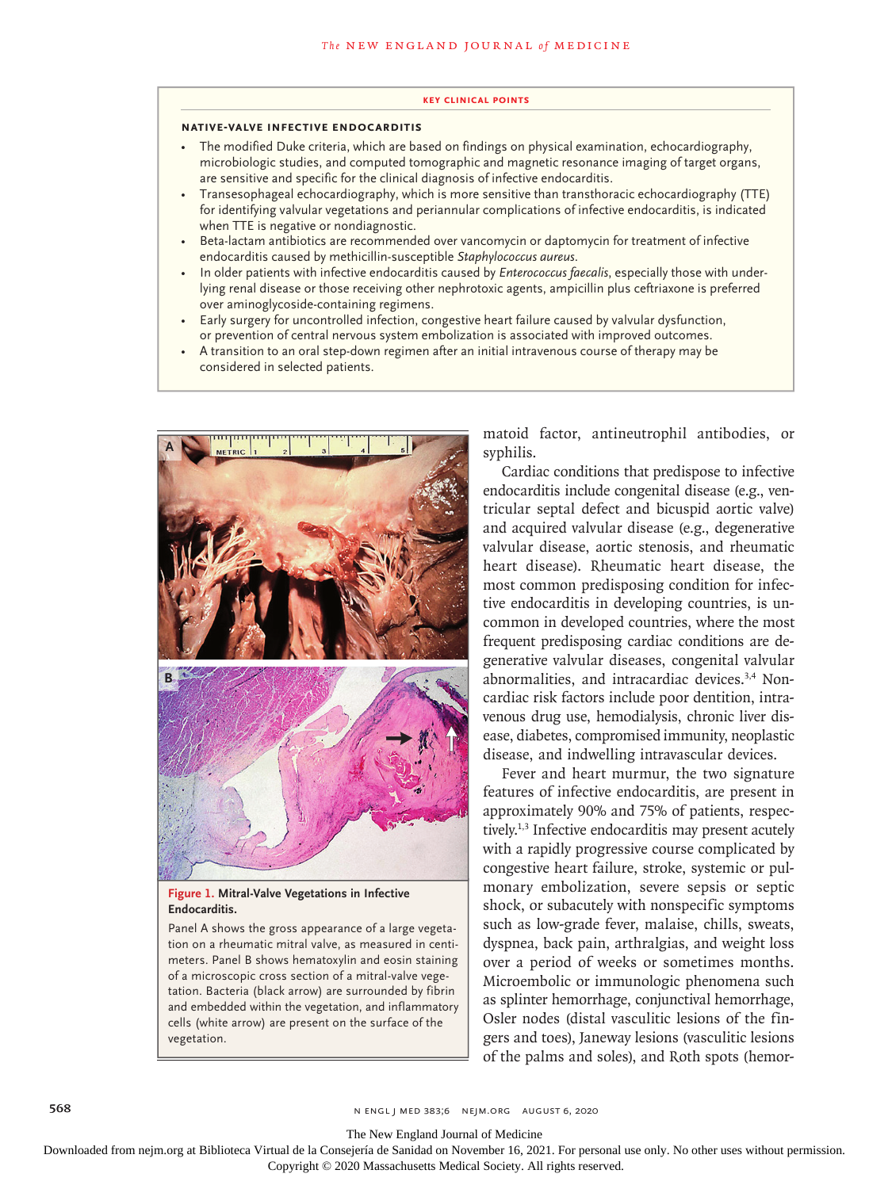## KEY CLINICAL POINTS

### NATIVE-VALVE INFECTIVE ENDOCARDITIS

- The modified Duke criteria, which are based on findings on physical examination, echocardiography, microbiologic studies, and computed tomographic and magnetic resonance imaging of target organs, are sensitive and specific for the clinical diagnosis of infective endocarditis.
- Transesophageal echocardiography, which is more sensitive than transthoracic echocardiography (TTE) for identifying valvular vegetations and periannular complications of infective endocarditis, is indicated when TTE is negative or nondiagnostic.
- Beta-lactam antibiotics are recommended over vancomycin or daptomycin for treatment of infective endocarditis caused by methicillin-susceptible *Staphylococcus aureus*.
- In older patients with infective endocarditis caused by *Enterococcus faecalis*, especially those with underlying renal disease or those receiving other nephrotoxic agents, ampicillin plus ceftriaxone is preferred over aminoglycoside-containing regimens.
- Early surgery for uncontrolled infection, congestive heart failure caused by valvular dysfunction, or prevention of central nervous system embolization is associated with improved outcomes.
- A transition to an oral step-down regimen after an initial intravenous course of therapy may be considered in selected patients.

**Figure 1. Mitral-Valve Vegetations in Infective Endocarditis.**

Panel A shows the gross appearance of a large vegetation on a rheumatic mitral valve, as measured in centimeters. Panel B shows hematoxylin and eosin staining of a microscopic cross section of a mitral-valve vegetation. Bacteria (black arrow) are surrounded by fibrin and embedded within the vegetation, and inflammatory cells (white arrow) are present on the surface of the vegetation.

matoid factor, antineutrophil antibodies, or syphilis.

Cardiac conditions that predispose to infective endocarditis include congenital disease (e.g., ventricular septal defect and bicuspid aortic valve) and acquired valvular disease (e.g., degenerative valvular disease, aortic stenosis, and rheumatic heart disease). Rheumatic heart disease, the most common predisposing condition for infective endocarditis in developing countries, is uncommon in developed countries, where the most frequent predisposing cardiac conditions are degenerative valvular diseases, congenital valvular abnormalities, and intracardiac devices.[3,4] Noncardiac risk factors include poor dentition, intravenous drug use, hemodialysis, chronic liver disease, diabetes, compromised immunity, neoplastic disease, and indwelling intravascular devices.

Fever and heart murmur, the two signature features of infective endocarditis, are present in approximately 90% and 75% of patients, respectively.[1,3] Infective endocarditis may present acutely with a rapidly progressive course complicated by congestive heart failure, stroke, systemic or pulmonary embolization, severe sepsis or septic shock, or subacutely with nonspecific symptoms such as low-grade fever, malaise, chills, sweats, dyspnea, back pain, arthralgias, and weight loss over a period of weeks or sometimes months. Microembolic or immunologic phenomena such as splinter hemorrhage, conjunctival hemorrhage, Osler nodes (distal vasculitic lesions of the fingers and toes), Janeway lesions (vasculitic lesions of the palms and soles), and Roth spots (hemor-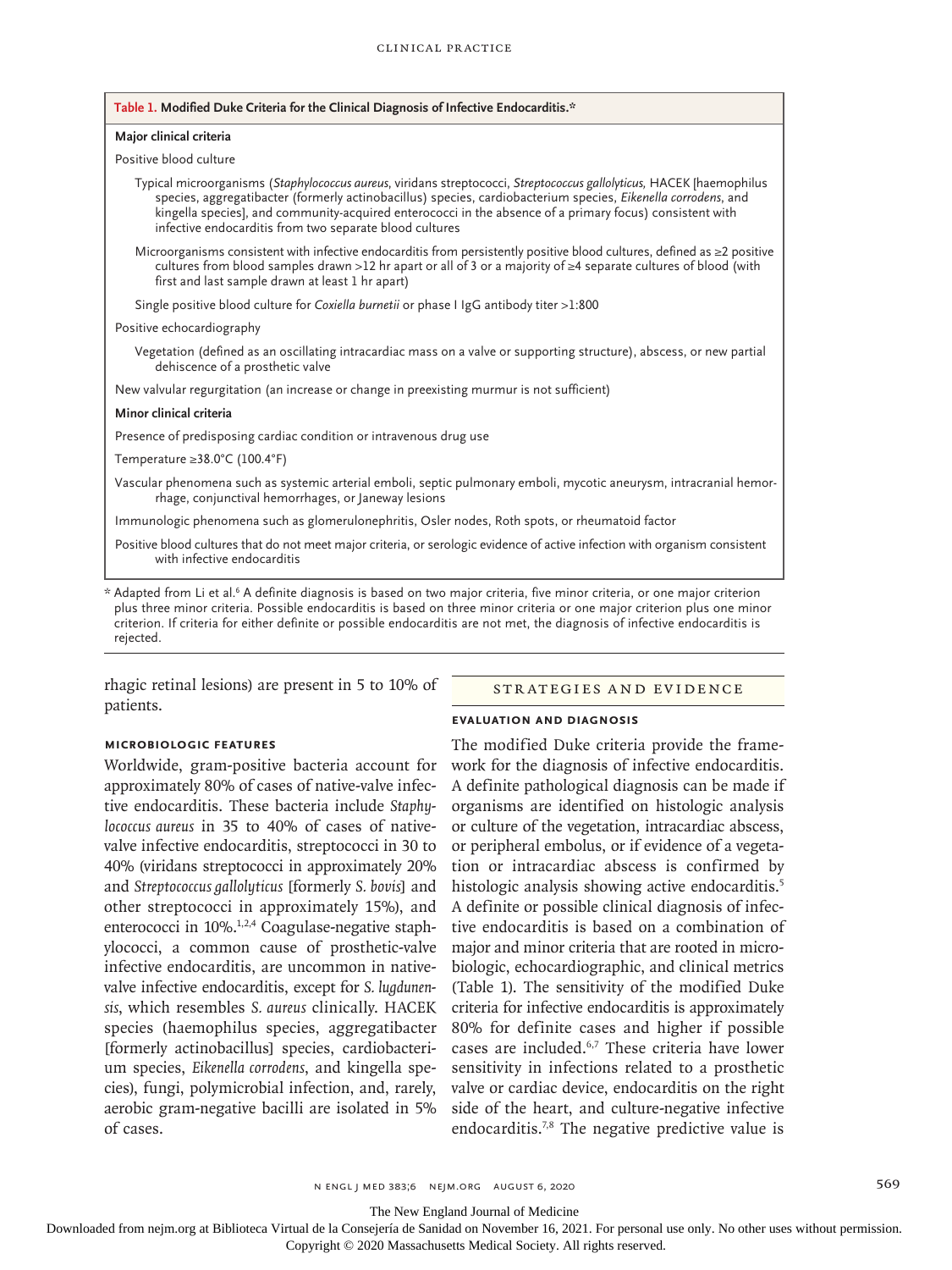**Table 1. Modified Duke Criteria for the Clinical Diagnosis of Infective Endocarditis.***

**Major clinical criteria**

Positive blood culture

- Typical microorganisms (*Staphylococcus aureus*, viridans streptococci, *Streptococcus gallolyticus*, HACEK [haemophilus species, aggregatibacter (formerly actinobacillus) species, cardiobacterium species, *Eikenella corrodens*, and kingella species], and community-acquired enterococci in the absence of a primary focus) consistent with infective endocarditis from two separate blood cultures
- Microorganisms consistent with infective endocarditis from persistently positive blood cultures, defined as ≥2 positive cultures from blood samples drawn >12 hr apart or all of 3 or a majority of ≥4 separate cultures of blood (with first and last sample drawn at least 1 hr apart)
- Single positive blood culture for *Coxiella burnetii* or phase I IgG antibody titer >1:800

Positive echocardiography

- Vegetation (defined as an oscillating intracardiac mass on a valve or supporting structure), abscess, or new partial dehiscence of a prosthetic valve

New valvular regurgitation (an increase or change in preexisting murmur is not sufficient)

**Minor clinical criteria**

Presence of predisposing cardiac condition or intravenous drug use

Temperature ≥38.0°C (100.4°F)

Vascular phenomena such as systemic arterial emboli, septic pulmonary emboli, mycotic aneurysm, intracranial hemorrhage, conjunctival hemorrhages, or Janeway lesions

Immunologic phenomena such as glomerulonephritis, Osler nodes, Roth spots, or rheumatoid factor

Positive blood cultures that do not meet major criteria, or serologic evidence of active infection with organism consistent with infective endocarditis

\* Adapted from Li et al.[6] A definite diagnosis is based on two major criteria, five minor criteria, or one major criterion plus three minor criteria. Possible endocarditis is based on three minor criteria or one major criterion plus one minor criterion. If criteria for either definite or possible endocarditis are not met, the diagnosis of infective endocarditis is rejected.

rhagic retinal lesions) are present in 5 to 10% of patients.

### MICROBIOLOGIC FEATURES

Worldwide, gram-positive bacteria account for approximately 80% of cases of native-valve infective endocarditis. These bacteria include *Staphylococcus aureus* in 35 to 40% of cases of native-valve infective endocarditis, streptococci in 30 to 40% (viridans streptococci in approximately 20% and *Streptococcus gallolyticus* [formerly *S. bovis*] and other streptococci in approximately 15%), and enterococci in 10%.[1,2,4] Coagulase-negative staphylococci, a common cause of prosthetic-valve infective endocarditis, are uncommon in native-valve infective endocarditis, except for *S. lugdunensis*, which resembles *S. aureus* clinically. HACEK species (haemophilus species, aggregatibacter [formerly actinobacillus] species, cardiobacterium species, *Eikenella corrodens*, and kingella species), fungi, polymicrobial infection, and, rarely, aerobic gram-negative bacilli are isolated in 5% of cases.

## STRATEGIES AND EVIDENCE

### EVALUATION AND DIAGNOSIS

The modified Duke criteria provide the framework for the diagnosis of infective endocarditis. A definite pathological diagnosis can be made if organisms are identified on histologic analysis or culture of the vegetation, intracardiac abscess, or peripheral embolus, or if evidence of a vegetation or intracardiac abscess is confirmed by histologic analysis showing active endocarditis.[5] A definite or possible clinical diagnosis of infective endocarditis is based on a combination of major and minor criteria that are rooted in microbiologic, echocardiographic, and clinical metrics (Table 1). The sensitivity of the modified Duke criteria for infective endocarditis is approximately 80% for definite cases and higher if possible cases are included.[6,7] These criteria have lower sensitivity in infections related to a prosthetic valve or cardiac device, endocarditis on the right side of the heart, and culture-negative infective endocarditis.[7,8] The negative predictive value is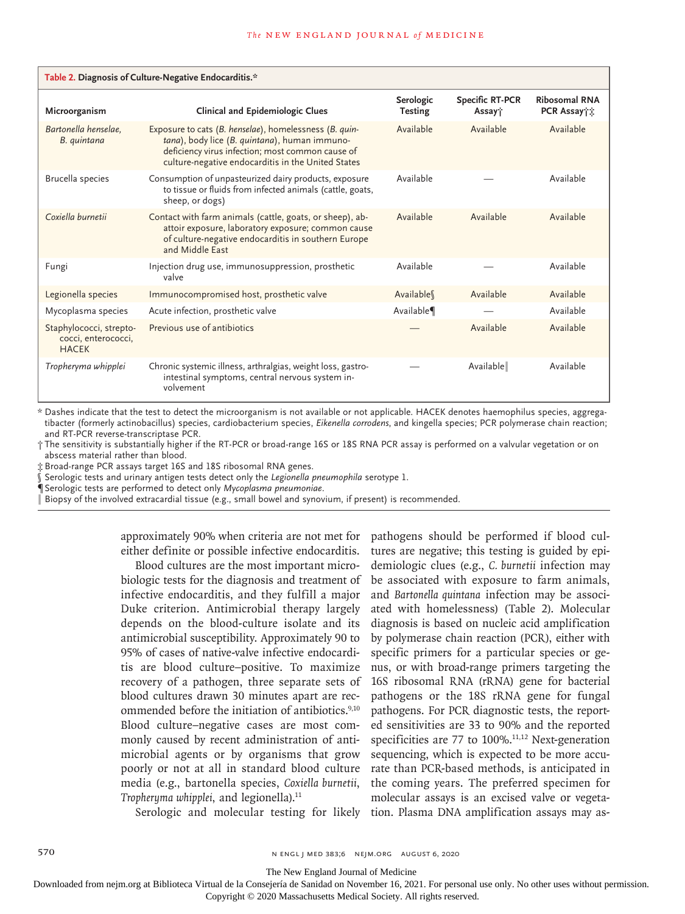**Table 2. Diagnosis of Culture-Negative Endocarditis.***

| Microorganism | Clinical and Epidemiologic Clues | Serologic Testing | Specific RT-PCR Assay† | Ribosomal RNA PCR Assay†‡ |
|---|---|---|---|---|
| *Bartonella henselae*, *B. quintana* | Exposure to cats (*B. henselae*), homelessness (*B. quintana*), body lice (*B. quintana*), human immunodeficiency virus infection; most common cause of culture-negative endocarditis in the United States | Available | Available | Available |
| Brucella species | Consumption of unpasteurized dairy products, exposure to tissue or fluids from infected animals (cattle, goats, sheep, or dogs) | Available | — | Available |
| *Coxiella burnetii* | Contact with farm animals (cattle, goats, or sheep), abattoir exposure, laboratory exposure; common cause of culture-negative endocarditis in southern Europe and Middle East | Available | Available | Available |
| Fungi | Injection drug use, immunosuppression, prosthetic valve | Available | — | Available |
| Legionella species | Immunocompromised host, prosthetic valve | Available§ | Available | Available |
| Mycoplasma species | Acute infection, prosthetic valve | Available¶ | — | Available |
| Staphylococci, streptococci, enterococci, HACEK | Previous use of antibiotics | — | Available | Available |
| *Tropheryma whipplei* | Chronic systemic illness, arthralgias, weight loss, gastrointestinal symptoms, central nervous system involvement | — | Available‖ | Available |

\* Dashes indicate that the test to detect the microorganism is not available or not applicable. HACEK denotes haemophilus species, aggregatibacter (formerly actinobacillus) species, cardiobacterium species, *Eikenella corrodens*, and kingella species; PCR polymerase chain reaction; and RT-PCR reverse-transcriptase PCR.

† The sensitivity is substantially higher if the RT-PCR or broad-range 16S or 18S RNA PCR assay is performed on a valvular vegetation or on abscess material rather than blood.

‡ Broad-range PCR assays target 16S and 18S ribosomal RNA genes.

§ Serologic tests and urinary antigen tests detect only the *Legionella pneumophila* serotype 1.

¶ Serologic tests are performed to detect only *Mycoplasma pneumoniae*.

‖ Biopsy of the involved extracardial tissue (e.g., small bowel and synovium, if present) is recommended.

approximately 90% when criteria are not met for either definite or possible infective endocarditis.

Blood cultures are the most important microbiologic tests for the diagnosis and treatment of infective endocarditis, and they fulfill a major Duke criterion. Antimicrobial therapy largely depends on the blood-culture isolate and its antimicrobial susceptibility. Approximately 90 to 95% of cases of native-valve infective endocarditis are blood culture–positive. To maximize recovery of a pathogen, three separate sets of blood cultures drawn 30 minutes apart are recommended before the initiation of antibiotics.[9,10] Blood culture–negative cases are most commonly caused by recent administration of antimicrobial agents or by organisms that grow poorly or not at all in standard blood culture media (e.g., bartonella species, *Coxiella burnetii*, *Tropheryma whipplei*, and legionella).[11]

Serologic and molecular testing for likely pathogens should be performed if blood cultures are negative; this testing is guided by epidemiologic clues (e.g., *C. burnetii* infection may be associated with exposure to farm animals, and *Bartonella quintana* infection may be associated with homelessness) (Table 2). Molecular diagnosis is based on nucleic acid amplification by polymerase chain reaction (PCR), either with specific primers for a particular species or genus, or with broad-range primers targeting the 16S ribosomal RNA (rRNA) gene for bacterial pathogens or the 18S rRNA gene for fungal pathogens. For PCR diagnostic tests, the reported sensitivities are 33 to 90% and the reported specificities are 77 to 100%.[11,12] Next-generation sequencing, which is expected to be more accurate than PCR-based methods, is anticipated in the coming years. The preferred specimen for molecular assays is an excised valve or vegetation. Plasma DNA amplification assays may as-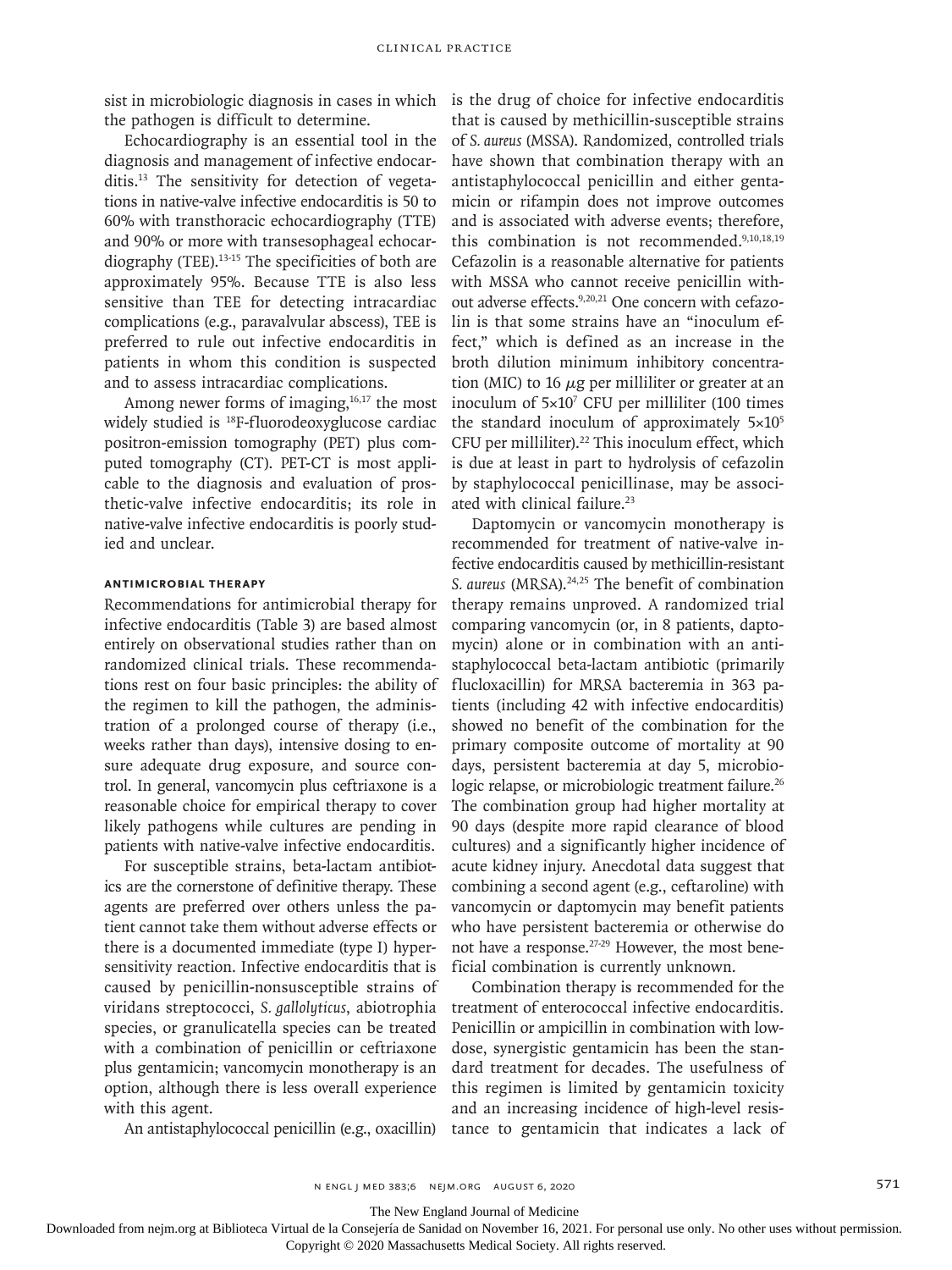sist in microbiologic diagnosis in cases in which the pathogen is difficult to determine.

Echocardiography is an essential tool in the diagnosis and management of infective endocarditis.[13] The sensitivity for detection of vegetations in native-valve infective endocarditis is 50 to 60% with transthoracic echocardiography (TTE) and 90% or more with transesophageal echocardiography (TEE).[13-15] The specificities of both are approximately 95%. Because TTE is also less sensitive than TEE for detecting intracardiac complications (e.g., paravalvular abscess), TEE is preferred to rule out infective endocarditis in patients in whom this condition is suspected and to assess intracardiac complications.

Among newer forms of imaging,[16,17] the most widely studied is $^{18}$F-fluorodeoxyglucose cardiac positron-emission tomography (PET) plus computed tomography (CT). PET-CT is most applicable to the diagnosis and evaluation of prosthetic-valve infective endocarditis; its role in native-valve infective endocarditis is poorly studied and unclear.

### ANTIMICROBIAL THERAPY

Recommendations for antimicrobial therapy for infective endocarditis (Table 3) are based almost entirely on observational studies rather than on randomized clinical trials. These recommendations rest on four basic principles: the ability of the regimen to kill the pathogen, the administration of a prolonged course of therapy (i.e., weeks rather than days), intensive dosing to ensure adequate drug exposure, and source control. In general, vancomycin plus ceftriaxone is a reasonable choice for empirical therapy to cover likely pathogens while cultures are pending in patients with native-valve infective endocarditis.

For susceptible strains, beta-lactam antibiotics are the cornerstone of definitive therapy. These agents are preferred over others unless the patient cannot take them without adverse effects or there is a documented immediate (type I) hypersensitivity reaction. Infective endocarditis that is caused by penicillin-nonsusceptible strains of viridans streptococci, *S. gallolyticus*, abiotrophia species, or granulicatella species can be treated with a combination of penicillin or ceftriaxone plus gentamicin; vancomycin monotherapy is an option, although there is less overall experience with this agent.

An antistaphylococcal penicillin (e.g., oxacillin) is the drug of choice for infective endocarditis that is caused by methicillin-susceptible strains of *S. aureus* (MSSA). Randomized, controlled trials have shown that combination therapy with an antistaphylococcal penicillin and either gentamicin or rifampin does not improve outcomes and is associated with adverse events; therefore, this combination is not recommended.[9,10,18,19] Cefazolin is a reasonable alternative for patients with MSSA who cannot receive penicillin without adverse effects.[9,20,21] One concern with cefazolin is that some strains have an "inoculum effect," which is defined as an increase in the broth dilution minimum inhibitory concentration (MIC) to 16 μg per milliliter or greater at an inoculum of $5\times10^7$ CFU per milliliter (100 times the standard inoculum of approximately $5\times10^5$ CFU per milliliter).[22] This inoculum effect, which is due at least in part to hydrolysis of cefazolin by staphylococcal penicillinase, may be associated with clinical failure.[23]

Daptomycin or vancomycin monotherapy is recommended for treatment of native-valve infective endocarditis caused by methicillin-resistant *S. aureus* (MRSA).[24,25] The benefit of combination therapy remains unproved. A randomized trial comparing vancomycin (or, in 8 patients, daptomycin) alone or in combination with an antistaphylococcal beta-lactam antibiotic (primarily flucloxacillin) for MRSA bacteremia in 363 patients (including 42 with infective endocarditis) showed no benefit of the combination for the primary composite outcome of mortality at 90 days, persistent bacteremia at day 5, microbiologic relapse, or microbiologic treatment failure.[26] The combination group had higher mortality at 90 days (despite more rapid clearance of blood cultures) and a significantly higher incidence of acute kidney injury. Anecdotal data suggest that combining a second agent (e.g., ceftaroline) with vancomycin or daptomycin may benefit patients who have persistent bacteremia or otherwise do not have a response.[27-29] However, the most beneficial combination is currently unknown.

Combination therapy is recommended for the treatment of enterococcal infective endocarditis. Penicillin or ampicillin in combination with low-dose, synergistic gentamicin has been the standard treatment for decades. The usefulness of this regimen is limited by gentamicin toxicity and an increasing incidence of high-level resistance to gentamicin that indicates a lack of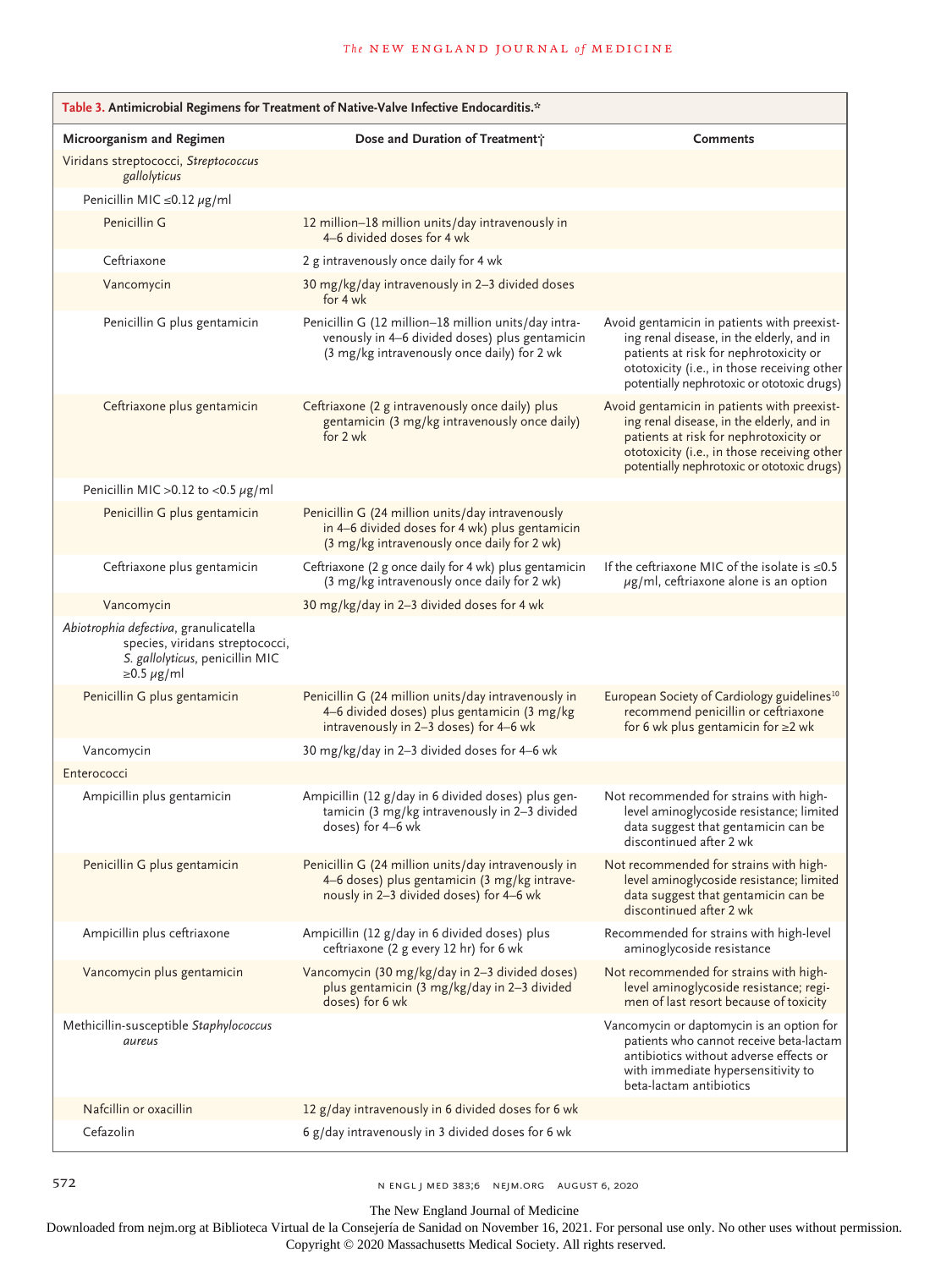**Table 3. Antimicrobial Regimens for Treatment of Native-Valve Infective Endocarditis.***

| Microorganism and Regimen | Dose and Duration of Treatment† | Comments |
|---|---|---|
| Viridans streptococci, *Streptococcus gallolyticus* | | |
| Penicillin MIC ≤0.12 μg/ml | | |
| Penicillin G | 12 million–18 million units/day intravenously in 4–6 divided doses for 4 wk | |
| Ceftriaxone | 2 g intravenously once daily for 4 wk | |
| Vancomycin | 30 mg/kg/day intravenously in 2–3 divided doses for 4 wk | |
| Penicillin G plus gentamicin | Penicillin G (12 million–18 million units/day intravenously in 4–6 divided doses) plus gentamicin (3 mg/kg intravenously once daily) for 2 wk | Avoid gentamicin in patients with preexisting renal disease, in the elderly, and in patients at risk for nephrotoxicity or ototoxicity (i.e., in those receiving other potentially nephrotoxic or ototoxic drugs) |
| Ceftriaxone plus gentamicin | Ceftriaxone (2 g intravenously once daily) plus gentamicin (3 mg/kg intravenously once daily) for 2 wk | Avoid gentamicin in patients with preexisting renal disease, in the elderly, and in patients at risk for nephrotoxicity or ototoxicity (i.e., in those receiving other potentially nephrotoxic or ototoxic drugs) |
| Penicillin MIC >0.12 to <0.5 μg/ml | | |
| Penicillin G plus gentamicin | Penicillin G (24 million units/day intravenously in 4–6 divided doses for 4 wk) plus gentamicin (3 mg/kg intravenously once daily for 2 wk) | |
| Ceftriaxone plus gentamicin | Ceftriaxone (2 g once daily for 4 wk) plus gentamicin (3 mg/kg intravenously once daily for 2 wk) | If the ceftriaxone MIC of the isolate is ≤0.5 μg/ml, ceftriaxone alone is an option |
| Vancomycin | 30 mg/kg/day in 2–3 divided doses for 4 wk | |
| *Abiotrophia defectiva*, granulicatella species, viridans streptococci, *S. gallolyticus*, penicillin MIC ≥0.5 μg/ml | | |
| Penicillin G plus gentamicin | Penicillin G (24 million units/day intravenously in 4–6 divided doses) plus gentamicin (3 mg/kg intravenously in 2–3 doses) for 4–6 wk | European Society of Cardiology guidelines[10] recommend penicillin or ceftriaxone for 6 wk plus gentamicin for ≥2 wk |
| Vancomycin | 30 mg/kg/day in 2–3 divided doses for 4–6 wk | |
| Enterococci | | |
| Ampicillin plus gentamicin | Ampicillin (12 g/day in 6 divided doses) plus gentamicin (3 mg/kg intravenously in 2–3 divided doses) for 4–6 wk | Not recommended for strains with high-level aminoglycoside resistance; limited data suggest that gentamicin can be discontinued after 2 wk |
| Penicillin G plus gentamicin | Penicillin G (24 million units/day intravenously in 4–6 doses) plus gentamicin (3 mg/kg intravenously in 2–3 divided doses) for 4–6 wk | Not recommended for strains with high-level aminoglycoside resistance; limited data suggest that gentamicin can be discontinued after 2 wk |
| Ampicillin plus ceftriaxone | Ampicillin (12 g/day in 6 divided doses) plus ceftriaxone (2 g every 12 hr) for 6 wk | Recommended for strains with high-level aminoglycoside resistance |
| Vancomycin plus gentamicin | Vancomycin (30 mg/kg/day in 2–3 divided doses) plus gentamicin (3 mg/kg/day in 2–3 divided doses) for 6 wk | Not recommended for strains with high-level aminoglycoside resistance; regimen of last resort because of toxicity |
| Methicillin-susceptible *Staphylococcus aureus* | | Vancomycin or daptomycin is an option for patients who cannot receive beta-lactam antibiotics without adverse effects or with immediate hypersensitivity to beta-lactam antibiotics |
| Nafcillin or oxacillin | 12 g/day intravenously in 6 divided doses for 6 wk | |
| Cefazolin | 6 g/day intravenously in 3 divided doses for 6 wk | |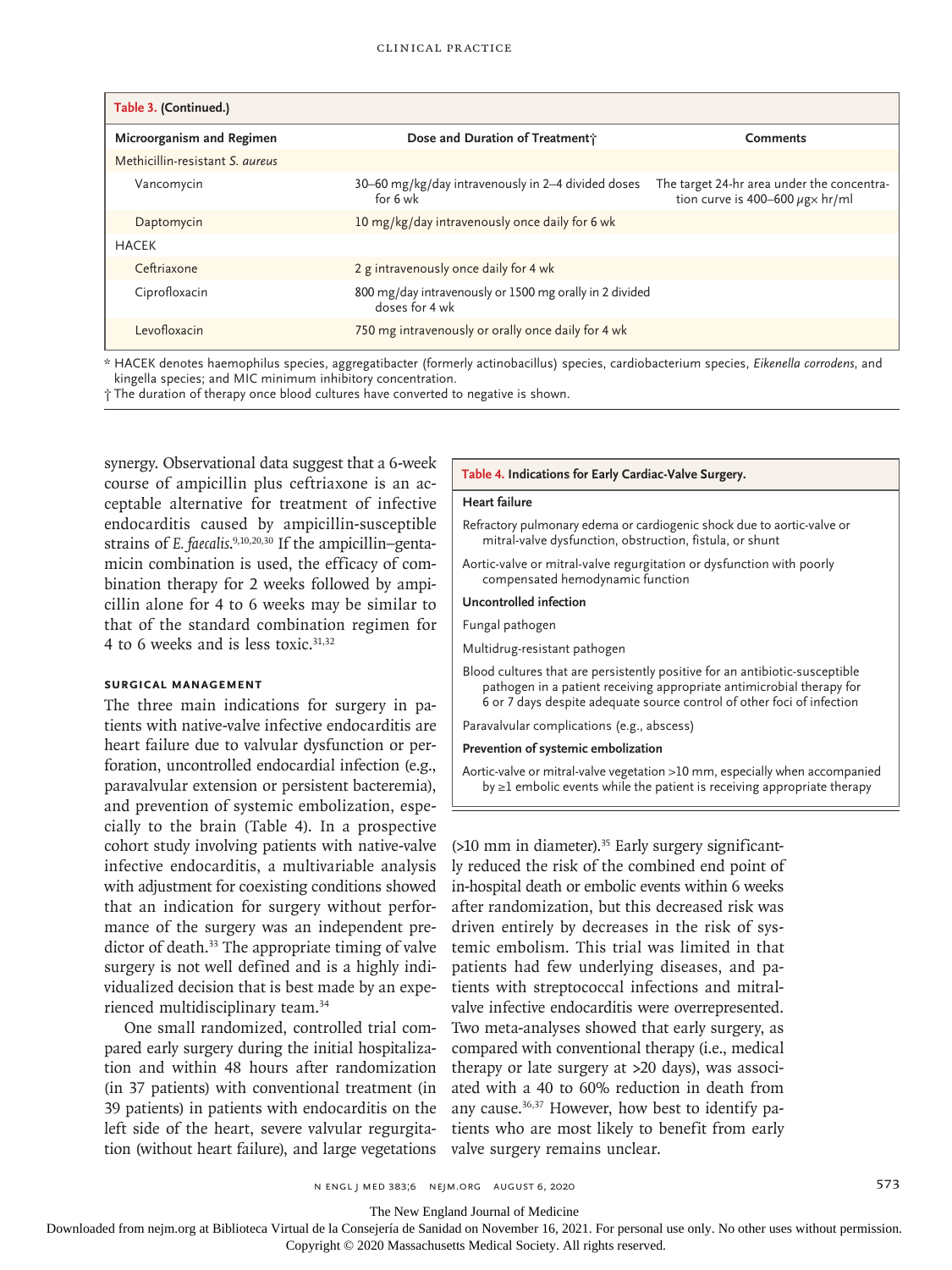**Table 3. (Continued.)**

| Microorganism and Regimen | Dose and Duration of Treatment† | Comments |
|---|---|---|
| Methicillin-resistant *S. aureus* | | |
| Vancomycin | 30–60 mg/kg/day intravenously in 2–4 divided doses for 6 wk | The target 24-hr area under the concentration curve is 400–600 μg× hr/ml |
| Daptomycin | 10 mg/kg/day intravenously once daily for 6 wk | |
| HACEK | | |
| Ceftriaxone | 2 g intravenously once daily for 4 wk | |
| Ciprofloxacin | 800 mg/day intravenously or 1500 mg orally in 2 divided doses for 4 wk | |
| Levofloxacin | 750 mg intravenously or orally once daily for 4 wk | |

\* HACEK denotes haemophilus species, aggregatibacter (formerly actinobacillus) species, cardiobacterium species, *Eikenella corrodens*, and kingella species; and MIC minimum inhibitory concentration.

† The duration of therapy once blood cultures have converted to negative is shown.

synergy. Observational data suggest that a 6-week course of ampicillin plus ceftriaxone is an acceptable alternative for treatment of infective endocarditis caused by ampicillin-susceptible strains of *E. faecalis*.[9,10,20,30] If the ampicillin–gentamicin combination is used, the efficacy of combination therapy for 2 weeks followed by ampicillin alone for 4 to 6 weeks may be similar to that of the standard combination regimen for 4 to 6 weeks and is less toxic.[31,32]

### SURGICAL MANAGEMENT

The three main indications for surgery in patients with native-valve infective endocarditis are heart failure due to valvular dysfunction or perforation, uncontrolled endocardial infection (e.g., paravalvular extension or persistent bacteremia), and prevention of systemic embolization, especially to the brain (Table 4). In a prospective cohort study involving patients with native-valve infective endocarditis, a multivariable analysis with adjustment for coexisting conditions showed that an indication for surgery without performance of the surgery was an independent predictor of death.[33] The appropriate timing of valve surgery is not well defined and is a highly individualized decision that is best made by an experienced multidisciplinary team.[34]

One small randomized, controlled trial compared early surgery during the initial hospitalization and within 48 hours after randomization (in 37 patients) with conventional treatment (in 39 patients) in patients with endocarditis on the left side of the heart, severe valvular regurgitation (without heart failure), and large vegetations (>10 mm in diameter).[35] Early surgery significantly reduced the risk of the combined end point of in-hospital death or embolic events within 6 weeks after randomization, but this decreased risk was driven entirely by decreases in the risk of systemic embolism. This trial was limited in that patients had few underlying diseases, and patients with streptococcal infections and mitral-valve infective endocarditis were overrepresented. Two meta-analyses showed that early surgery, as compared with conventional therapy (i.e., medical therapy or late surgery at >20 days), was associated with a 40 to 60% reduction in death from any cause.[36,37] However, how best to identify patients who are most likely to benefit from early valve surgery remains unclear.

**Table 4. Indications for Early Cardiac-Valve Surgery.**

| |
|---|
| **Heart failure** |
| Refractory pulmonary edema or cardiogenic shock due to aortic-valve or mitral-valve dysfunction, obstruction, fistula, or shunt |
| Aortic-valve or mitral-valve regurgitation or dysfunction with poorly compensated hemodynamic function |
| **Uncontrolled infection** |
| Fungal pathogen |
| Multidrug-resistant pathogen |
| Blood cultures that are persistently positive for an antibiotic-susceptible pathogen in a patient receiving appropriate antimicrobial therapy for 6 or 7 days despite adequate source control of other foci of infection |
| Paravalvular complications (e.g., abscess) |
| **Prevention of systemic embolization** |
| Aortic-valve or mitral-valve vegetation >10 mm, especially when accompanied by ≥1 embolic events while the patient is receiving appropriate therapy |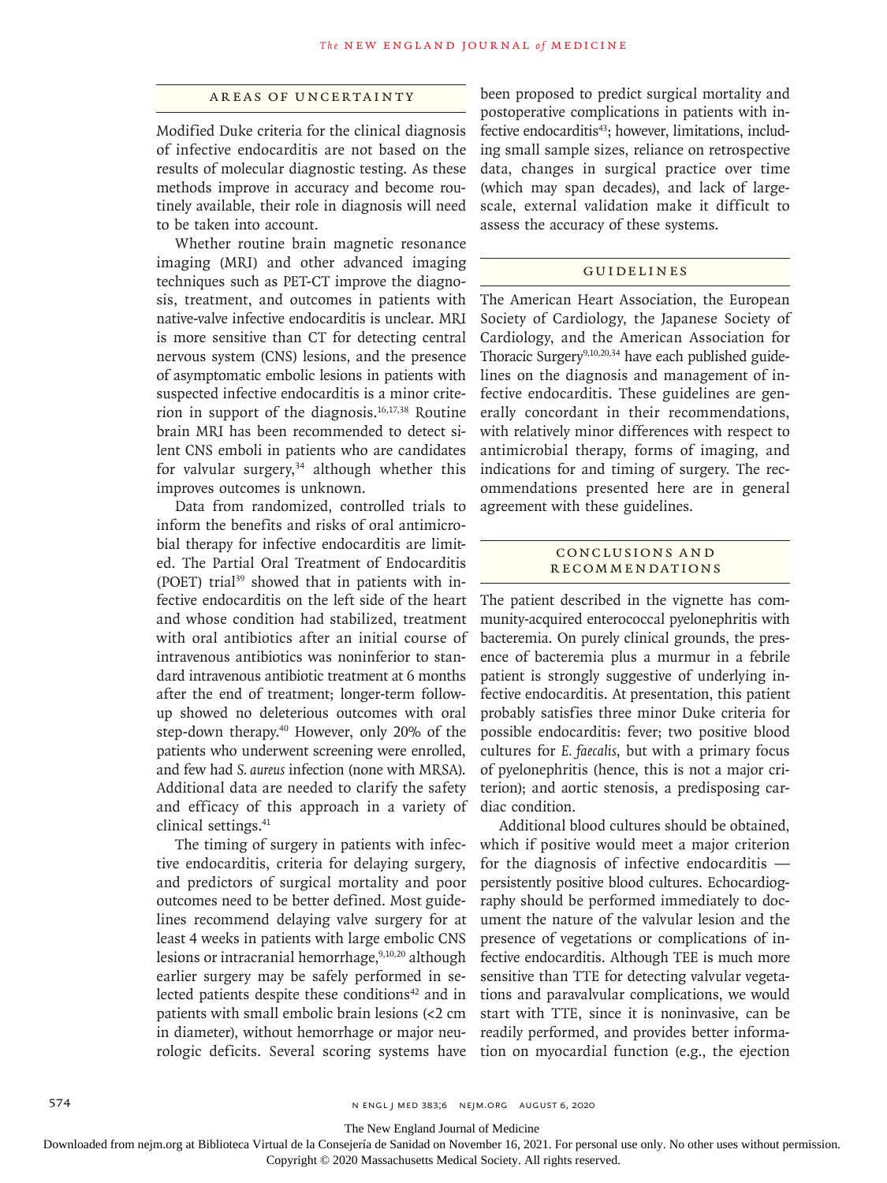## Areas of Uncertainty

Modified Duke criteria for the clinical diagnosis of infective endocarditis are not based on the results of molecular diagnostic testing. As these methods improve in accuracy and become routinely available, their role in diagnosis will need to be taken into account.

Whether routine brain magnetic resonance imaging (MRI) and other advanced imaging techniques such as PET-CT improve the diagnosis, treatment, and outcomes in patients with native-valve infective endocarditis is unclear. MRI is more sensitive than CT for detecting central nervous system (CNS) lesions, and the presence of asymptomatic embolic lesions in patients with suspected infective endocarditis is a minor criterion in support of the diagnosis.[16,17,38] Routine brain MRI has been recommended to detect silent CNS emboli in patients who are candidates for valvular surgery,[34] although whether this improves outcomes is unknown.

Data from randomized, controlled trials to inform the benefits and risks of oral antimicrobial therapy for infective endocarditis are limited. The Partial Oral Treatment of Endocarditis (POET) trial[39] showed that in patients with infective endocarditis on the left side of the heart and whose condition had stabilized, treatment with oral antibiotics after an initial course of intravenous antibiotics was noninferior to standard intravenous antibiotic treatment at 6 months after the end of treatment; longer-term follow-up showed no deleterious outcomes with oral step-down therapy.[40] However, only 20% of the patients who underwent screening were enrolled, and few had *S. aureus* infection (none with MRSA). Additional data are needed to clarify the safety and efficacy of this approach in a variety of clinical settings.[41]

The timing of surgery in patients with infective endocarditis, criteria for delaying surgery, and predictors of surgical mortality and poor outcomes need to be better defined. Most guidelines recommend delaying valve surgery for at least 4 weeks in patients with large embolic CNS lesions or intracranial hemorrhage,[9,10,20] although earlier surgery may be safely performed in selected patients despite these conditions[42] and in patients with small embolic brain lesions (<2 cm in diameter), without hemorrhage or major neurologic deficits. Several scoring systems have been proposed to predict surgical mortality and postoperative complications in patients with infective endocarditis[43]; however, limitations, including small sample sizes, reliance on retrospective data, changes in surgical practice over time (which may span decades), and lack of large-scale, external validation make it difficult to assess the accuracy of these systems.

## Guidelines

The American Heart Association, the European Society of Cardiology, the Japanese Society of Cardiology, and the American Association for Thoracic Surgery[9,10,20,34] have each published guidelines on the diagnosis and management of infective endocarditis. These guidelines are generally concordant in their recommendations, with relatively minor differences with respect to antimicrobial therapy, forms of imaging, and indications for and timing of surgery. The recommendations presented here are in general agreement with these guidelines.

## Conclusions and Recommendations

The patient described in the vignette has community-acquired enterococcal pyelonephritis with bacteremia. On purely clinical grounds, the presence of bacteremia plus a murmur in a febrile patient is strongly suggestive of underlying infective endocarditis. At presentation, this patient probably satisfies three minor Duke criteria for possible endocarditis: fever; two positive blood cultures for *E. faecalis*, but with a primary focus of pyelonephritis (hence, this is not a major criterion); and aortic stenosis, a predisposing cardiac condition.

Additional blood cultures should be obtained, which if positive would meet a major criterion for the diagnosis of infective endocarditis — persistently positive blood cultures. Echocardiography should be performed immediately to document the nature of the valvular lesion and the presence of vegetations or complications of infective endocarditis. Although TEE is much more sensitive than TTE for detecting valvular vegetations and paravalvular complications, we would start with TTE, since it is noninvasive, can be readily performed, and provides better information on myocardial function (e.g., the ejection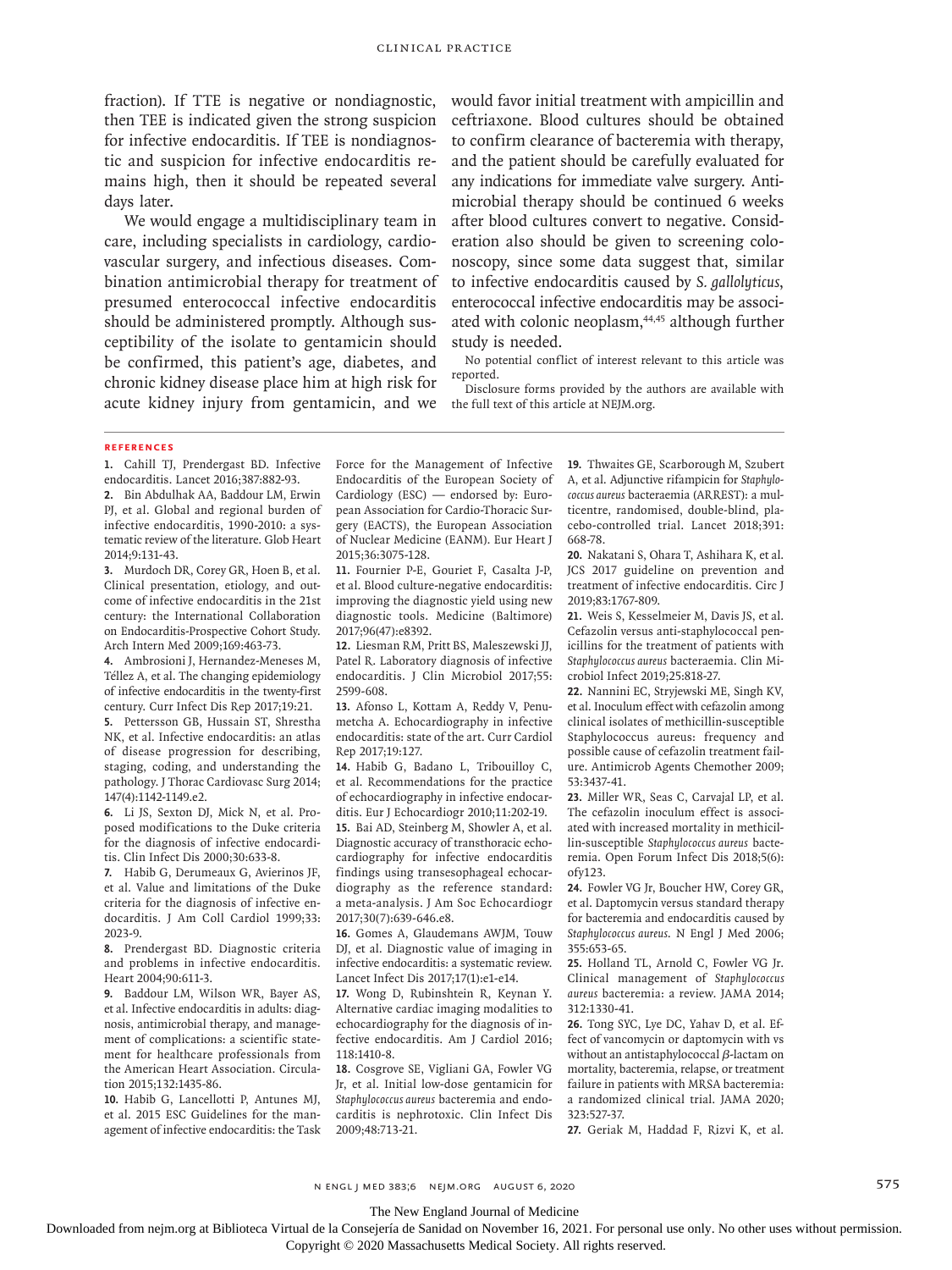fraction). If TTE is negative or nondiagnostic, then TEE is indicated given the strong suspicion for infective endocarditis. If TEE is nondiagnostic and suspicion for infective endocarditis remains high, then it should be repeated several days later.

We would engage a multidisciplinary team in care, including specialists in cardiology, cardiovascular surgery, and infectious diseases. Combination antimicrobial therapy for treatment of presumed enterococcal infective endocarditis should be administered promptly. Although susceptibility of the isolate to gentamicin should be confirmed, this patient's age, diabetes, and chronic kidney disease place him at high risk for acute kidney injury from gentamicin, and we would favor initial treatment with ampicillin and ceftriaxone. Blood cultures should be obtained to confirm clearance of bacteremia with therapy, and the patient should be carefully evaluated for any indications for immediate valve surgery. Antimicrobial therapy should be continued 6 weeks after blood cultures convert to negative. Consideration also should be given to screening colonoscopy, since some data suggest that, similar to infective endocarditis caused by *S. gallolyticus*, enterococcal infective endocarditis may be associated with colonic neoplasm,[44,45] although further study is needed.

No potential conflict of interest relevant to this article was reported.

Disclosure forms provided by the authors are available with the full text of this article at NEJM.org.

## References

1. Cahill TJ, Prendergast BD. Infective endocarditis. Lancet 2016;387:882-93.
2. Bin Abdulhak AA, Baddour LM, Erwin PJ, et al. Global and regional burden of infective endocarditis, 1990-2010: a systematic review of the literature. Glob Heart 2014;9:131-43.
3. Murdoch DR, Corey GR, Hoen B, et al. Clinical presentation, etiology, and outcome of infective endocarditis in the 21st century: the International Collaboration on Endocarditis-Prospective Cohort Study. Arch Intern Med 2009;169:463-73.
4. Ambrosioni J, Hernandez-Meneses M, Téllez A, et al. The changing epidemiology of infective endocarditis in the twenty-first century. Curr Infect Dis Rep 2017;19:21.
5. Pettersson GB, Hussain ST, Shrestha NK, et al. Infective endocarditis: an atlas of disease progression for describing, staging, coding, and understanding the pathology. J Thorac Cardiovasc Surg 2014; 147(4):1142-1149.e2.
6. Li JS, Sexton DJ, Mick N, et al. Proposed modifications to the Duke criteria for the diagnosis of infective endocarditis. Clin Infect Dis 2000;30:633-8.
7. Habib G, Derumeaux G, Avierinos JF, et al. Value and limitations of the Duke criteria for the diagnosis of infective endocarditis. J Am Coll Cardiol 1999;33: 2023-9.
8. Prendergast BD. Diagnostic criteria and problems in infective endocarditis. Heart 2004;90:611-3.
9. Baddour LM, Wilson WR, Bayer AS, et al. Infective endocarditis in adults: diagnosis, antimicrobial therapy, and management of complications: a scientific statement for healthcare professionals from the American Heart Association. Circulation 2015;132:1435-86.
10. Habib G, Lancellotti P, Antunes MJ, et al. 2015 ESC Guidelines for the management of infective endocarditis: the Task Force for the Management of Infective Endocarditis of the European Society of Cardiology (ESC) — endorsed by: European Association for Cardio-Thoracic Surgery (EACTS), the European Association of Nuclear Medicine (EANM). Eur Heart J 2015;36:3075-128.
11. Fournier P-E, Gouriet F, Casalta J-P, et al. Blood culture-negative endocarditis: improving the diagnostic yield using new diagnostic tools. Medicine (Baltimore) 2017;96(47):e8392.
12. Liesman RM, Pritt BS, Maleszewski JJ, Patel R. Laboratory diagnosis of infective endocarditis. J Clin Microbiol 2017;55: 2599-608.
13. Afonso L, Kottam A, Reddy V, Penumetcha A. Echocardiography in infective endocarditis: state of the art. Curr Cardiol Rep 2017;19:127.
14. Habib G, Badano L, Tribouilloy C, et al. Recommendations for the practice of echocardiography in infective endocarditis. Eur J Echocardiogr 2010;11:202-19.
15. Bai AD, Steinberg M, Showler A, et al. Diagnostic accuracy of transthoracic echocardiography for infective endocarditis findings using transesophageal echocardiography as the reference standard: a meta-analysis. J Am Soc Echocardiogr 2017;30(7):639-646.e8.
16. Gomes A, Glaudemans AWJM, Touw DJ, et al. Diagnostic value of imaging in infective endocarditis: a systematic review. Lancet Infect Dis 2017;17(1):e1-e14.
17. Wong D, Rubinshtein R, Keynan Y. Alternative cardiac imaging modalities to echocardiography for the diagnosis of infective endocarditis. Am J Cardiol 2016; 118:1410-8.
18. Cosgrove SE, Vigliani GA, Fowler VG Jr, et al. Initial low-dose gentamicin for *Staphylococcus aureus* bacteremia and endocarditis is nephrotoxic. Clin Infect Dis 2009;48:713-21.
19. Thwaites GE, Scarborough M, Szubert A, et al. Adjunctive rifampicin for *Staphylococcus aureus* bacteraemia (ARREST): a multicentre, randomised, double-blind, placebo-controlled trial. Lancet 2018;391: 668-78.
20. Nakatani S, Ohara T, Ashihara K, et al. JCS 2017 guideline on prevention and treatment of infective endocarditis. Circ J 2019;83:1767-809.
21. Weis S, Kesselmeier M, Davis JS, et al. Cefazolin versus anti-staphylococcal penicillins for the treatment of patients with *Staphylococcus aureus* bacteraemia. Clin Microbiol Infect 2019;25:818-27.
22. Nannini EC, Stryjewski ME, Singh KV, et al. Inoculum effect with cefazolin among clinical isolates of methicillin-susceptible Staphylococcus aureus: frequency and possible cause of cefazolin treatment failure. Antimicrob Agents Chemother 2009; 53:3437-41.
23. Miller WR, Seas C, Carvajal LP, et al. The cefazolin inoculum effect is associated with increased mortality in methicillin-susceptible *Staphylococcus aureus* bacteremia. Open Forum Infect Dis 2018;5(6): ofy123.
24. Fowler VG Jr, Boucher HW, Corey GR, et al. Daptomycin versus standard therapy for bacteremia and endocarditis caused by *Staphylococcus aureus*. N Engl J Med 2006; 355:653-65.
25. Holland TL, Arnold C, Fowler VG Jr. Clinical management of *Staphylococcus aureus* bacteremia: a review. JAMA 2014; 312:1330-41.
26. Tong SYC, Lye DC, Yahav D, et al. Effect of vancomycin or daptomycin with vs without an antistaphylococcal $\beta$-lactam on mortality, bacteremia, relapse, or treatment failure in patients with MRSA bacteremia: a randomized clinical trial. JAMA 2020; 323:527-37.
27. Geriak M, Haddad F, Rizvi K, et al.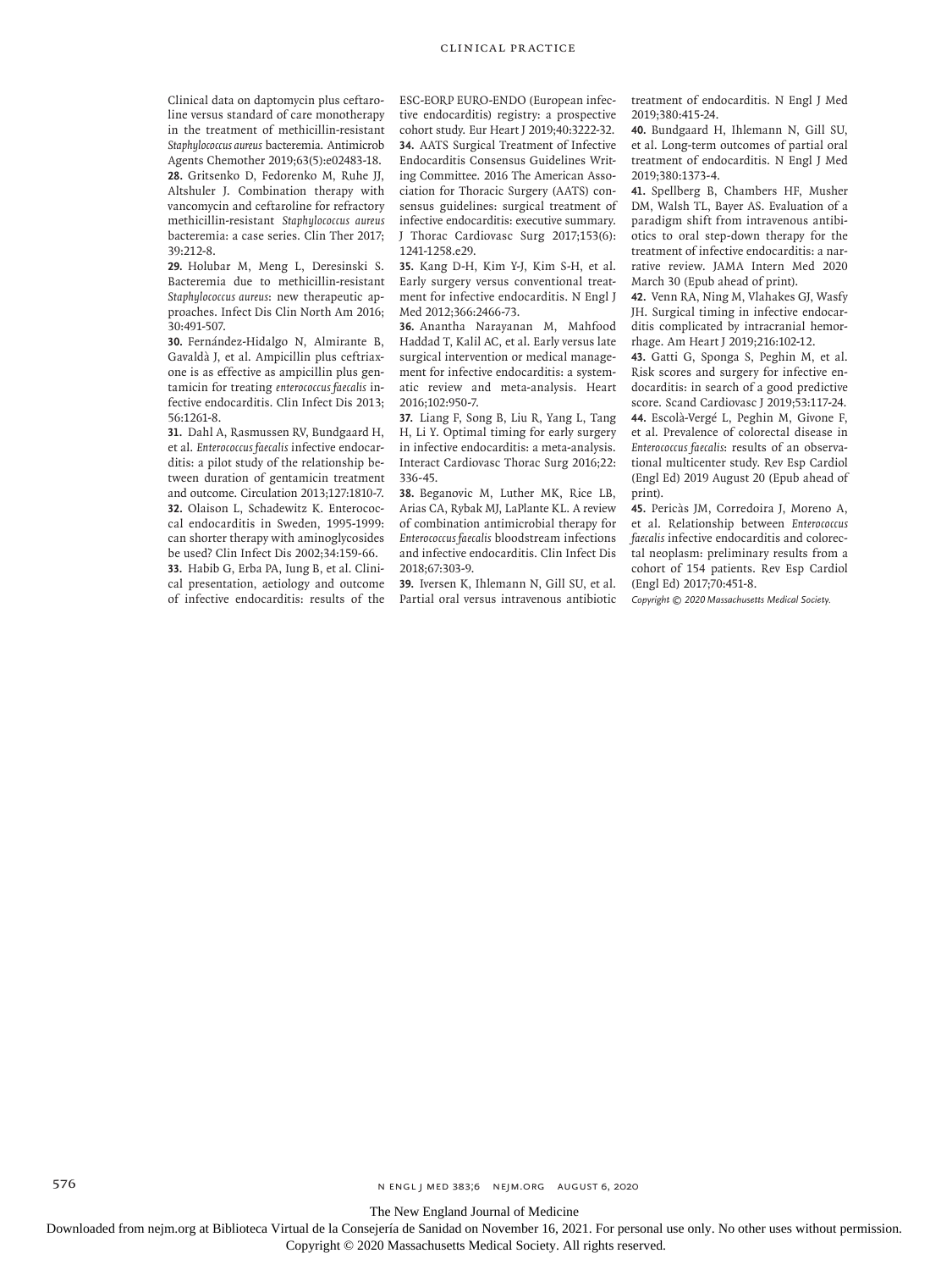Clinical data on daptomycin plus ceftaroline versus standard of care monotherapy in the treatment of methicillin-resistant *Staphylococcus aureus* bacteremia. Antimicrob Agents Chemother 2019;63(5):e02483-18.

**28.** Gritsenko D, Fedorenko M, Ruhe JJ, Altshuler J. Combination therapy with vancomycin and ceftaroline for refractory methicillin-resistant *Staphylococcus aureus* bacteremia: a case series. Clin Ther 2017; 39:212-8.

**29.** Holubar M, Meng L, Deresinski S. Bacteremia due to methicillin-resistant *Staphylococcus aureus*: new therapeutic approaches. Infect Dis Clin North Am 2016; 30:491-507.

**30.** Fernández-Hidalgo N, Almirante B, Gavaldà J, et al. Ampicillin plus ceftriaxone is as effective as ampicillin plus gentamicin for treating *enterococcus faecalis* infective endocarditis. Clin Infect Dis 2013; 56:1261-8.

**31.** Dahl A, Rasmussen RV, Bundgaard H, et al. *Enterococcus faecalis* infective endocarditis: a pilot study of the relationship between duration of gentamicin treatment and outcome. Circulation 2013;127:1810-7.

**32.** Olaison L, Schadewitz K. Enterococcal endocarditis in Sweden, 1995-1999: can shorter therapy with aminoglycosides be used? Clin Infect Dis 2002;34:159-66.

**33.** Habib G, Erba PA, Iung B, et al. Clinical presentation, aetiology and outcome of infective endocarditis: results of the ESC-EORP EURO-ENDO (European infective endocarditis) registry: a prospective cohort study. Eur Heart J 2019;40:3222-32.

**34.** AATS Surgical Treatment of Infective Endocarditis Consensus Guidelines Writing Committee. 2016 The American Association for Thoracic Surgery (AATS) consensus guidelines: surgical treatment of infective endocarditis: executive summary. J Thorac Cardiovasc Surg 2017;153(6): 1241-1258.e29.

**35.** Kang D-H, Kim Y-J, Kim S-H, et al. Early surgery versus conventional treatment for infective endocarditis. N Engl J Med 2012;366:2466-73.

**36.** Anantha Narayanan M, Mahfood Haddad T, Kalil AC, et al. Early versus late surgical intervention or medical management for infective endocarditis: a systematic review and meta-analysis. Heart 2016;102:950-7.

**37.** Liang F, Song B, Liu R, Yang L, Tang H, Li Y. Optimal timing for early surgery in infective endocarditis: a meta-analysis. Interact Cardiovasc Thorac Surg 2016;22: 336-45.

**38.** Beganovic M, Luther MK, Rice LB, Arias CA, Rybak MJ, LaPlante KL. A review of combination antimicrobial therapy for *Enterococcus faecalis* bloodstream infections and infective endocarditis. Clin Infect Dis 2018;67:303-9.

**39.** Iversen K, Ihlemann N, Gill SU, et al. Partial oral versus intravenous antibiotic treatment of endocarditis. N Engl J Med 2019;380:415-24.

**40.** Bundgaard H, Ihlemann N, Gill SU, et al. Long-term outcomes of partial oral treatment of endocarditis. N Engl J Med 2019;380:1373-4.

**41.** Spellberg B, Chambers HF, Musher DM, Walsh TL, Bayer AS. Evaluation of a paradigm shift from intravenous antibiotics to oral step-down therapy for the treatment of infective endocarditis: a narrative review. JAMA Intern Med 2020 March 30 (Epub ahead of print).

**42.** Venn RA, Ning M, Vlahakes GJ, Wasfy JH. Surgical timing in infective endocarditis complicated by intracranial hemorrhage. Am Heart J 2019;216:102-12.

**43.** Gatti G, Sponga S, Peghin M, et al. Risk scores and surgery for infective endocarditis: in search of a good predictive score. Scand Cardiovasc J 2019;53:117-24.

**44.** Escolà-Vergé L, Peghin M, Givone F, et al. Prevalence of colorectal disease in *Enterococcus faecalis*: results of an observational multicenter study. Rev Esp Cardiol (Engl Ed) 2019 August 20 (Epub ahead of print).

**45.** Pericàs JM, Corredoira J, Moreno A, et al. Relationship between *Enterococcus faecalis* infective endocarditis and colorectal neoplasm: preliminary results from a cohort of 154 patients. Rev Esp Cardiol (Engl Ed) 2017;70:451-8.

*Copyright © 2020 Massachusetts Medical Society.*